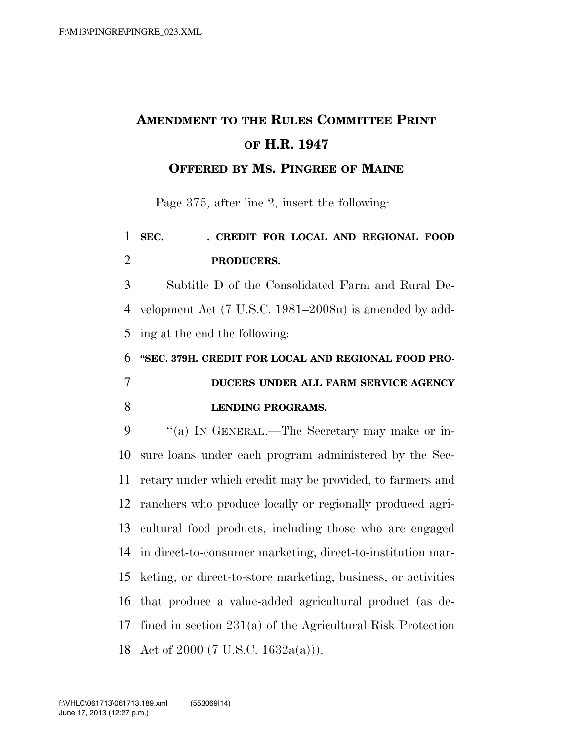# AMENDMENT TO THE RULES COMMITTEE PRINT OF H.R. 1947

## OFFERED BY MS. PINGREE OF MAINE

Page 375, after line 2, insert the following:

**SEC. \_\_\_\_\_\_. CREDIT FOR LOCAL AND REGIONAL FOOD PRODUCERS.**

Subtitle D of the Consolidated Farm and Rural Development Act (7 U.S.C. 1981–2008u) is amended by adding at the end the following:

**"SEC. 379H. CREDIT FOR LOCAL AND REGIONAL FOOD PRODUCERS UNDER ALL FARM SERVICE AGENCY LENDING PROGRAMS.**

"(a) IN GENERAL.—The Secretary may make or insure loans under each program administered by the Secretary under which credit may be provided, to farmers and ranchers who produce locally or regionally produced agricultural food products, including those who are engaged in direct-to-consumer marketing, direct-to-institution marketing, or direct-to-store marketing, business, or activities that produce a value-added agricultural product (as defined in section 231(a) of the Agricultural Risk Protection Act of 2000 (7 U.S.C. 1632a(a))).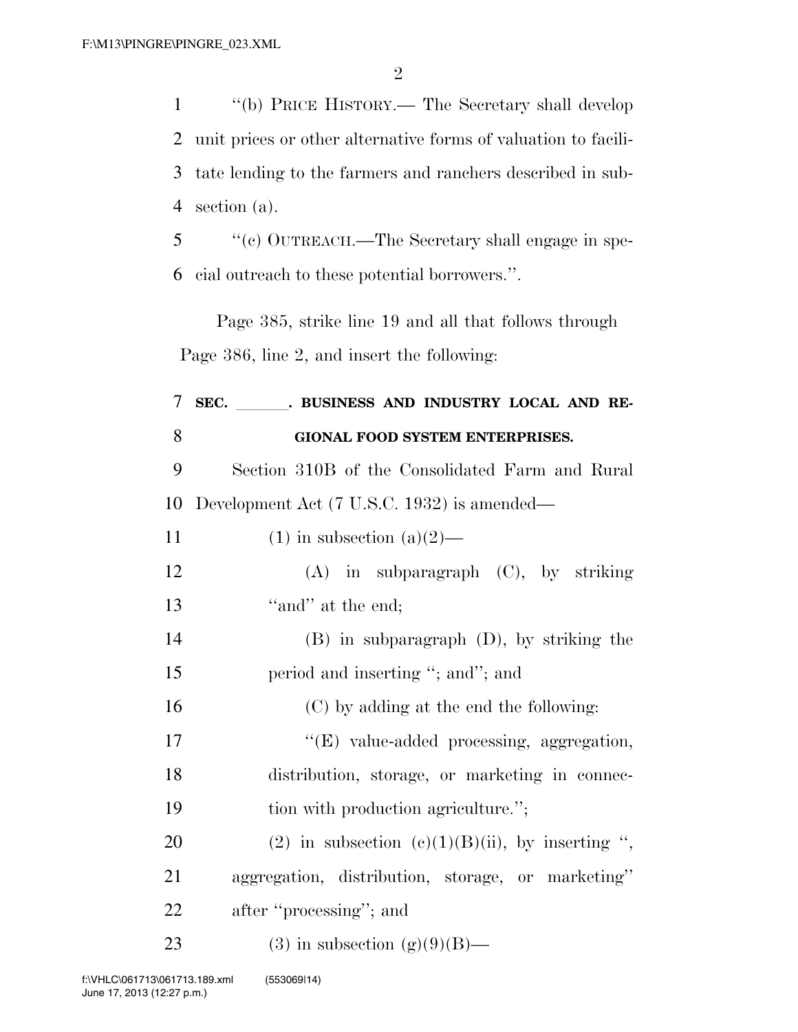"(b) PRICE HISTORY.— The Secretary shall develop unit prices or other alternative forms of valuation to facilitate lending to the farmers and ranchers described in subsection (a).

"(c) OUTREACH.—The Secretary shall engage in special outreach to these potential borrowers.".

Page 385, strike line 19 and all that follows through Page 386, line 2, and insert the following:

**SEC. \_\_\_\_\_\_. BUSINESS AND INDUSTRY LOCAL AND REGIONAL FOOD SYSTEM ENTERPRISES.**

Section 310B of the Consolidated Farm and Rural Development Act (7 U.S.C. 1932) is amended—

(1) in subsection (a)(2)—

(A) in subparagraph (C), by striking "and" at the end;

(B) in subparagraph (D), by striking the period and inserting "; and"; and

(C) by adding at the end the following:

"(E) value-added processing, aggregation, distribution, storage, or marketing in connection with production agriculture.";

(2) in subsection (c)(1)(B)(ii), by inserting ", aggregation, distribution, storage, or marketing" after "processing"; and

(3) in subsection (g)(9)(B)—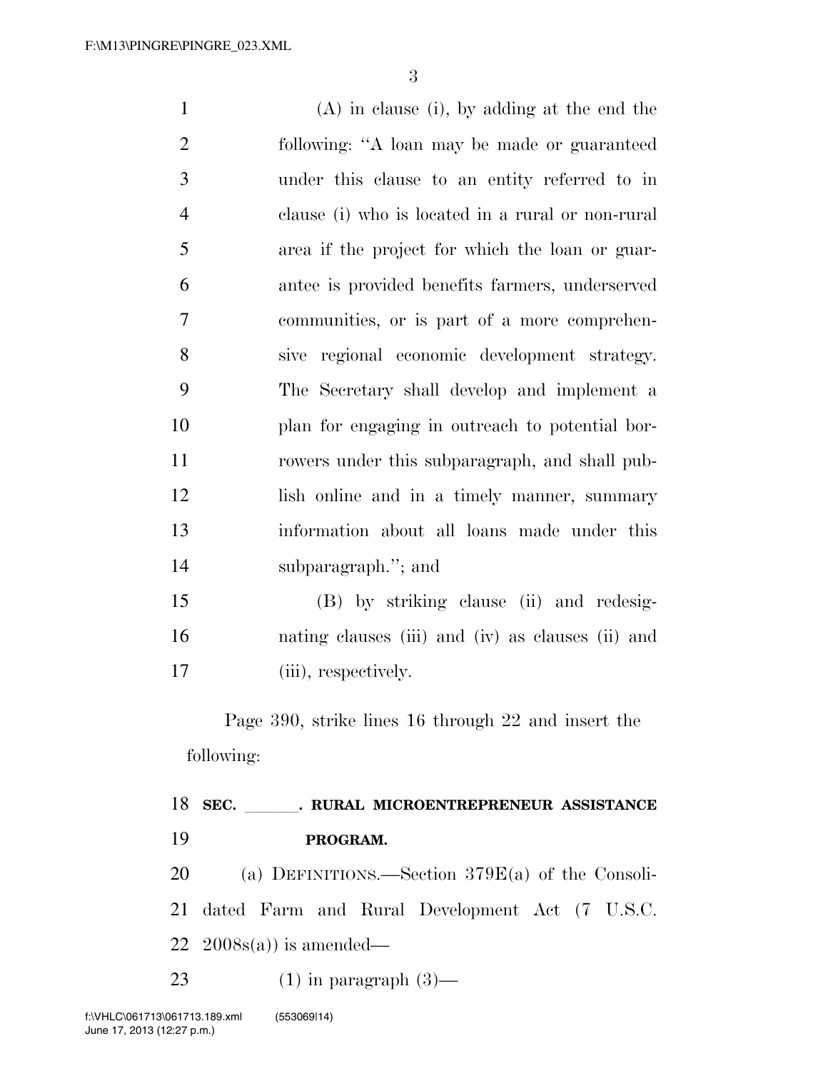(A) in clause (i), by adding at the end the following: "A loan may be made or guaranteed under this clause to an entity referred to in clause (i) who is located in a rural or non-rural area if the project for which the loan or guarantee is provided benefits farmers, underserved communities, or is part of a more comprehensive regional economic development strategy. The Secretary shall develop and implement a plan for engaging in outreach to potential borrowers under this subparagraph, and shall publish online and in a timely manner, summary information about all loans made under this subparagraph."; and

(B) by striking clause (ii) and redesignating clauses (iii) and (iv) as clauses (ii) and (iii), respectively.

Page 390, strike lines 16 through 22 and insert the following:

**SEC. \_\_\_\_\_\_. RURAL MICROENTREPRENEUR ASSISTANCE PROGRAM.**

(a) DEFINITIONS.—Section 379E(a) of the Consolidated Farm and Rural Development Act (7 U.S.C. 2008s(a)) is amended—

(1) in paragraph (3)—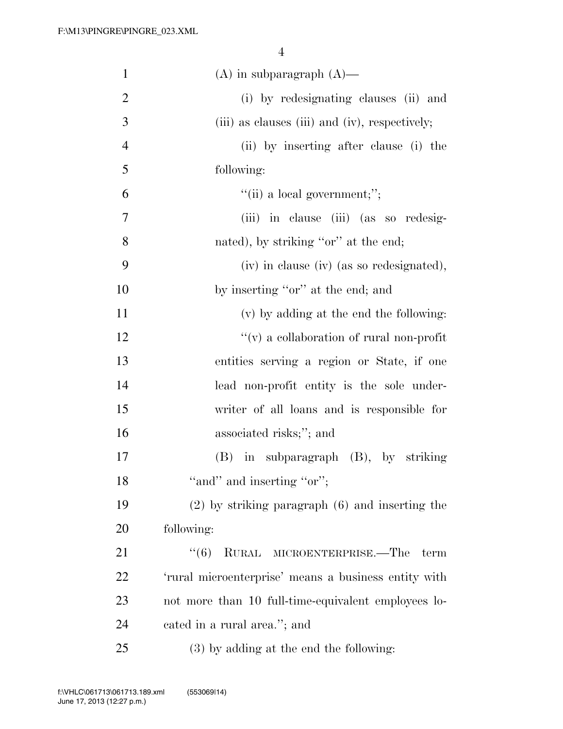(A) in subparagraph (A)—

(i) by redesignating clauses (ii) and (iii) as clauses (iii) and (iv), respectively;

(ii) by inserting after clause (i) the following:

"(ii) a local government;";

(iii) in clause (iii) (as so redesignated), by striking "or" at the end;

(iv) in clause (iv) (as so redesignated), by inserting "or" at the end; and

(v) by adding at the end the following:

"(v) a collaboration of rural non-profit entities serving a region or State, if one lead non-profit entity is the sole underwriter of all loans and is responsible for associated risks;"; and

(B) in subparagraph (B), by striking "and" and inserting "or";

(2) by striking paragraph (6) and inserting the following:

"(6) RURAL MICROENTERPRISE.—The term 'rural microenterprise' means a business entity with not more than 10 full-time-equivalent employees located in a rural area."; and

(3) by adding at the end the following: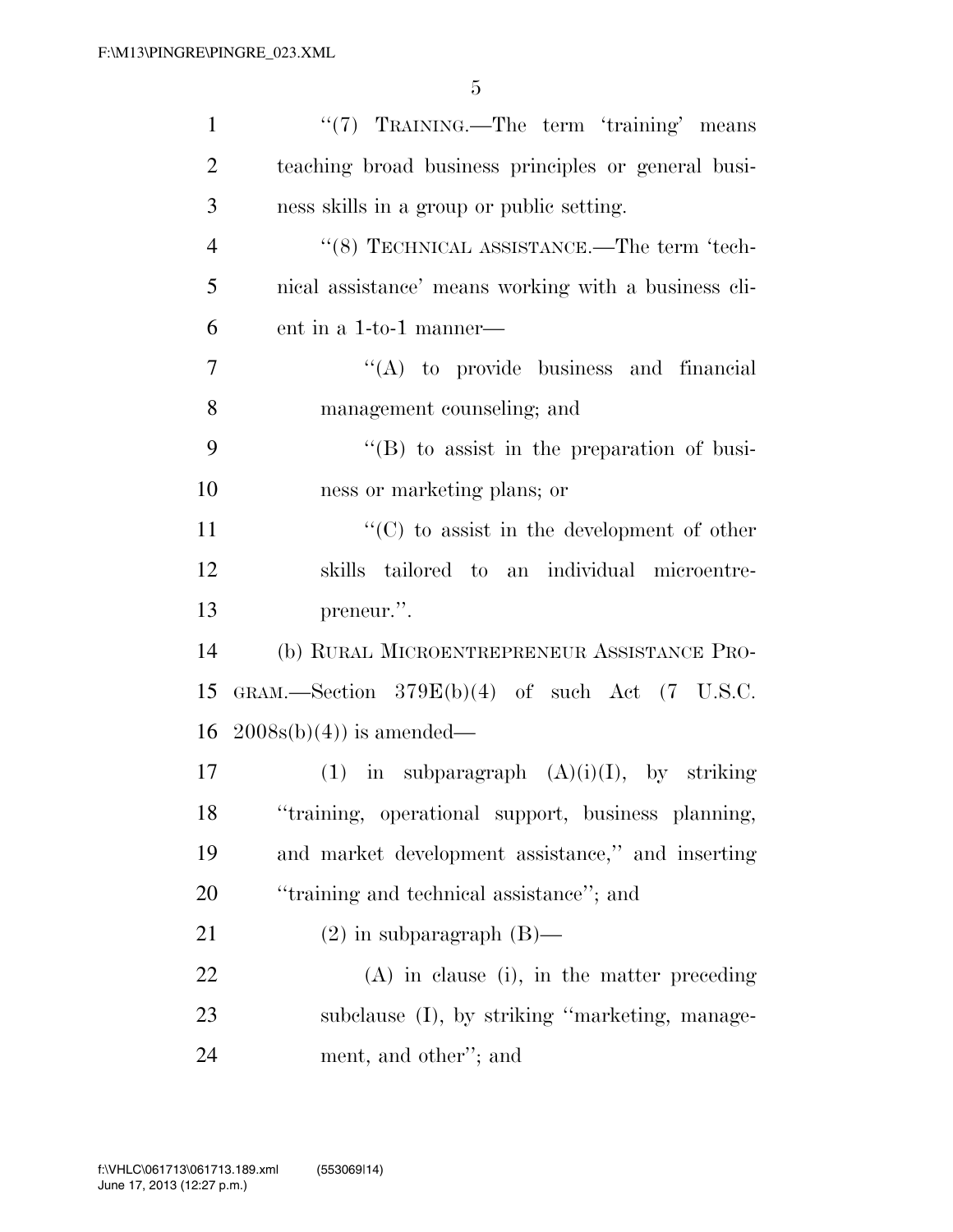"(7) TRAINING.—The term 'training' means teaching broad business principles or general business skills in a group or public setting.

"(8) TECHNICAL ASSISTANCE.—The term 'technical assistance' means working with a business client in a 1-to-1 manner—

"(A) to provide business and financial management counseling; and

"(B) to assist in the preparation of business or marketing plans; or

"(C) to assist in the development of other skills tailored to an individual microentrepreneur.".

(b) RURAL MICROENTREPRENEUR ASSISTANCE PROGRAM.—Section 379E(b)(4) of such Act (7 U.S.C. 2008s(b)(4)) is amended—

(1) in subparagraph (A)(i)(I), by striking "training, operational support, business planning, and market development assistance," and inserting "training and technical assistance"; and

(2) in subparagraph (B)—

(A) in clause (i), in the matter preceding subclause (I), by striking "marketing, management, and other"; and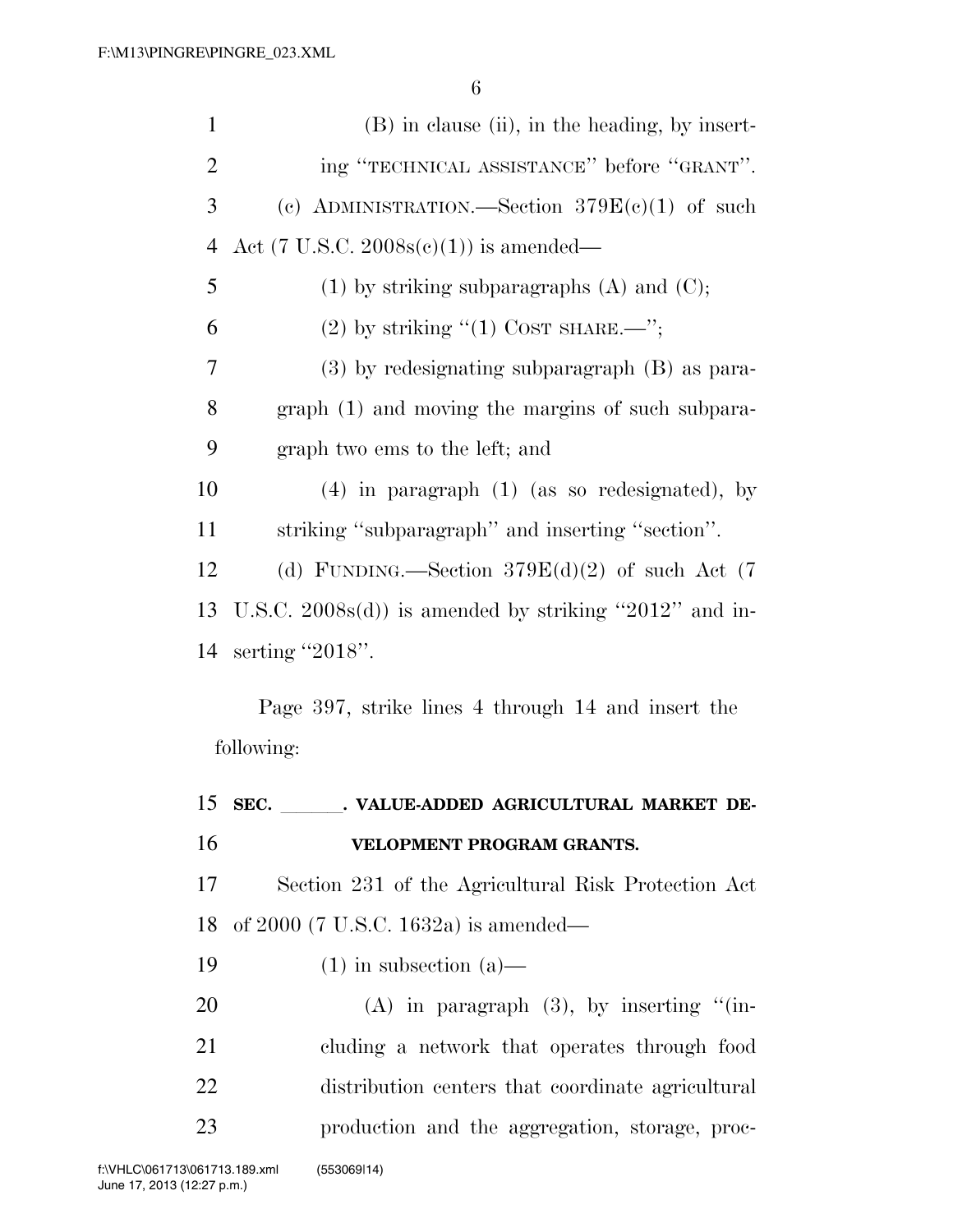(B) in clause (ii), in the heading, by inserting "TECHNICAL ASSISTANCE" before "GRANT".

(c) ADMINISTRATION.—Section 379E(c)(1) of such Act (7 U.S.C. 2008s(c)(1)) is amended—

(1) by striking subparagraphs (A) and (C);

(2) by striking "(1) COST SHARE.—";

(3) by redesignating subparagraph (B) as paragraph (1) and moving the margins of such subparagraph two ems to the left; and

(4) in paragraph (1) (as so redesignated), by striking "subparagraph" and inserting "section".

(d) FUNDING.—Section 379E(d)(2) of such Act (7 U.S.C. 2008s(d)) is amended by striking "2012" and inserting "2018".

Page 397, strike lines 4 through 14 and insert the following:

**SEC. \_\_\_\_\_\_. VALUE-ADDED AGRICULTURAL MARKET DEVELOPMENT PROGRAM GRANTS.**

Section 231 of the Agricultural Risk Protection Act of 2000 (7 U.S.C. 1632a) is amended—

(1) in subsection (a)—

(A) in paragraph (3), by inserting "(including a network that operates through food distribution centers that coordinate agricultural production and the aggregation, storage, proc-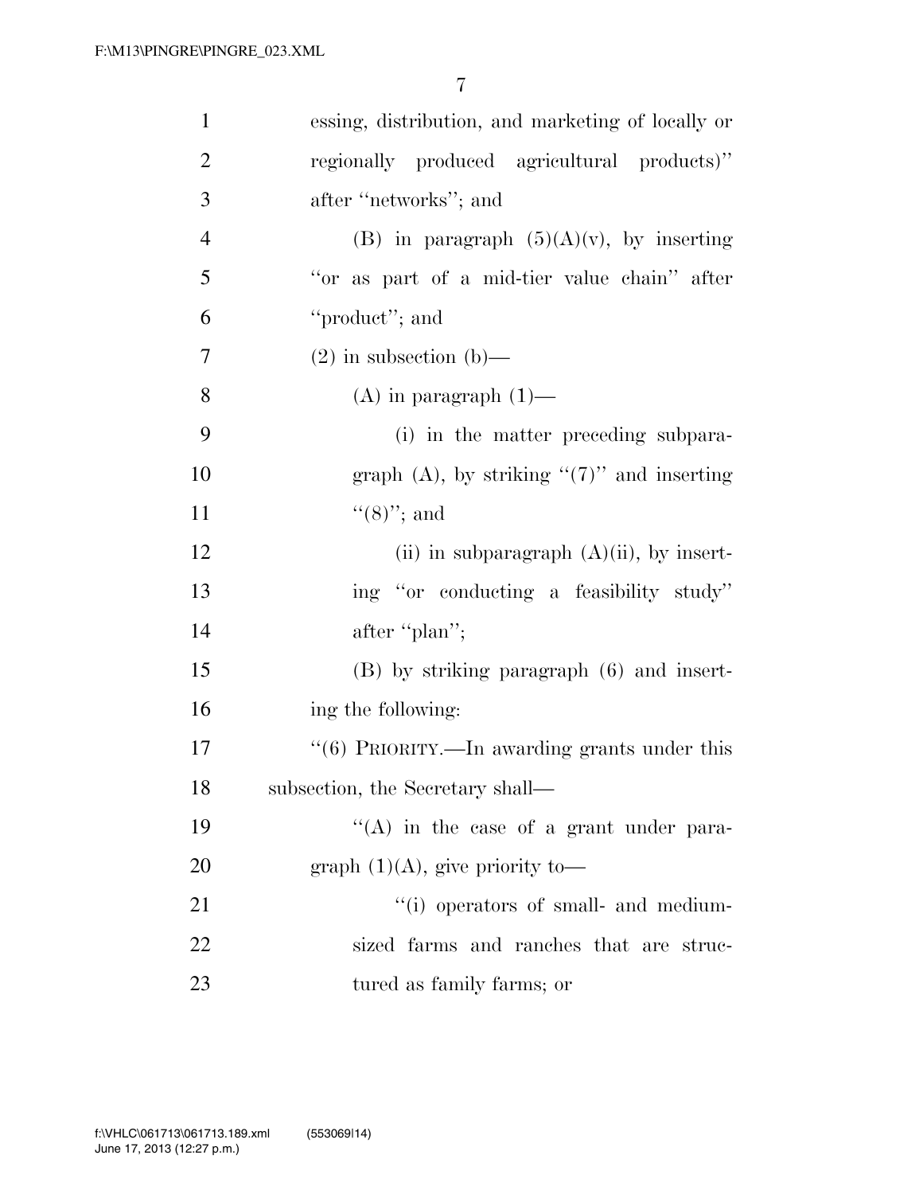essing, distribution, and marketing of locally or regionally produced agricultural products)'' after ''networks''; and

(B) in paragraph (5)(A)(v), by inserting ''or as part of a mid-tier value chain'' after ''product''; and

(2) in subsection (b)—

(A) in paragraph (1)—

(i) in the matter preceding subparagraph (A), by striking ''(7)'' and inserting ''(8)''; and

(ii) in subparagraph (A)(ii), by inserting ''or conducting a feasibility study'' after ''plan'';

(B) by striking paragraph (6) and inserting the following:

''(6) PRIORITY.—In awarding grants under this subsection, the Secretary shall—

''(A) in the case of a grant under paragraph (1)(A), give priority to—

''(i) operators of small- and medium-sized farms and ranches that are structured as family farms; or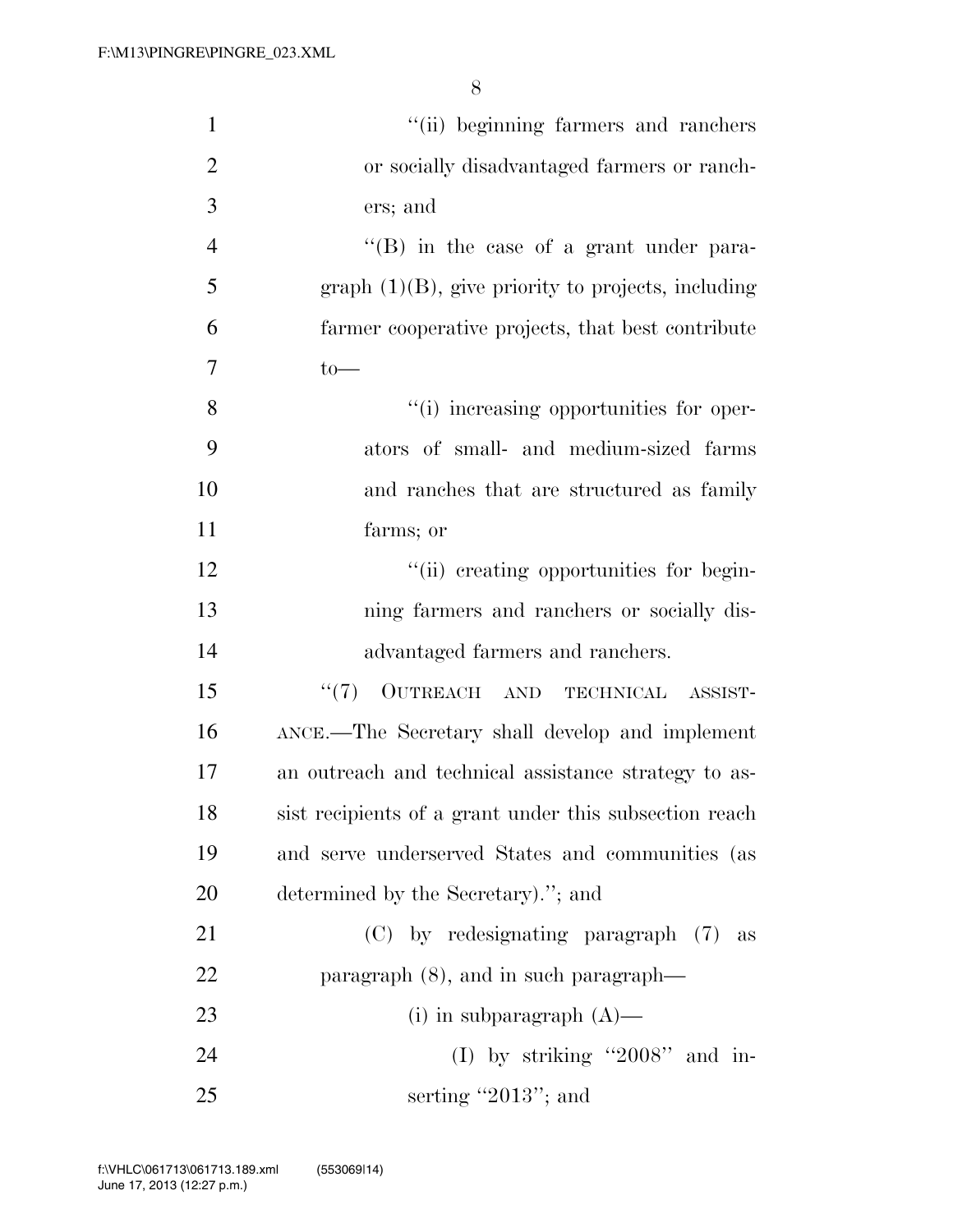''(ii) beginning farmers and ranchers or socially disadvantaged farmers or ranchers; and

''(B) in the case of a grant under paragraph (1)(B), give priority to projects, including farmer cooperative projects, that best contribute to—

''(i) increasing opportunities for operators of small- and medium-sized farms and ranches that are structured as family farms; or

''(ii) creating opportunities for beginning farmers and ranchers or socially disadvantaged farmers and ranchers.

''(7) OUTREACH AND TECHNICAL ASSISTANCE.—The Secretary shall develop and implement an outreach and technical assistance strategy to assist recipients of a grant under this subsection reach and serve underserved States and communities (as determined by the Secretary).''; and

(C) by redesignating paragraph (7) as paragraph (8), and in such paragraph—

(i) in subparagraph (A)—

(I) by striking ''2008'' and inserting ''2013''; and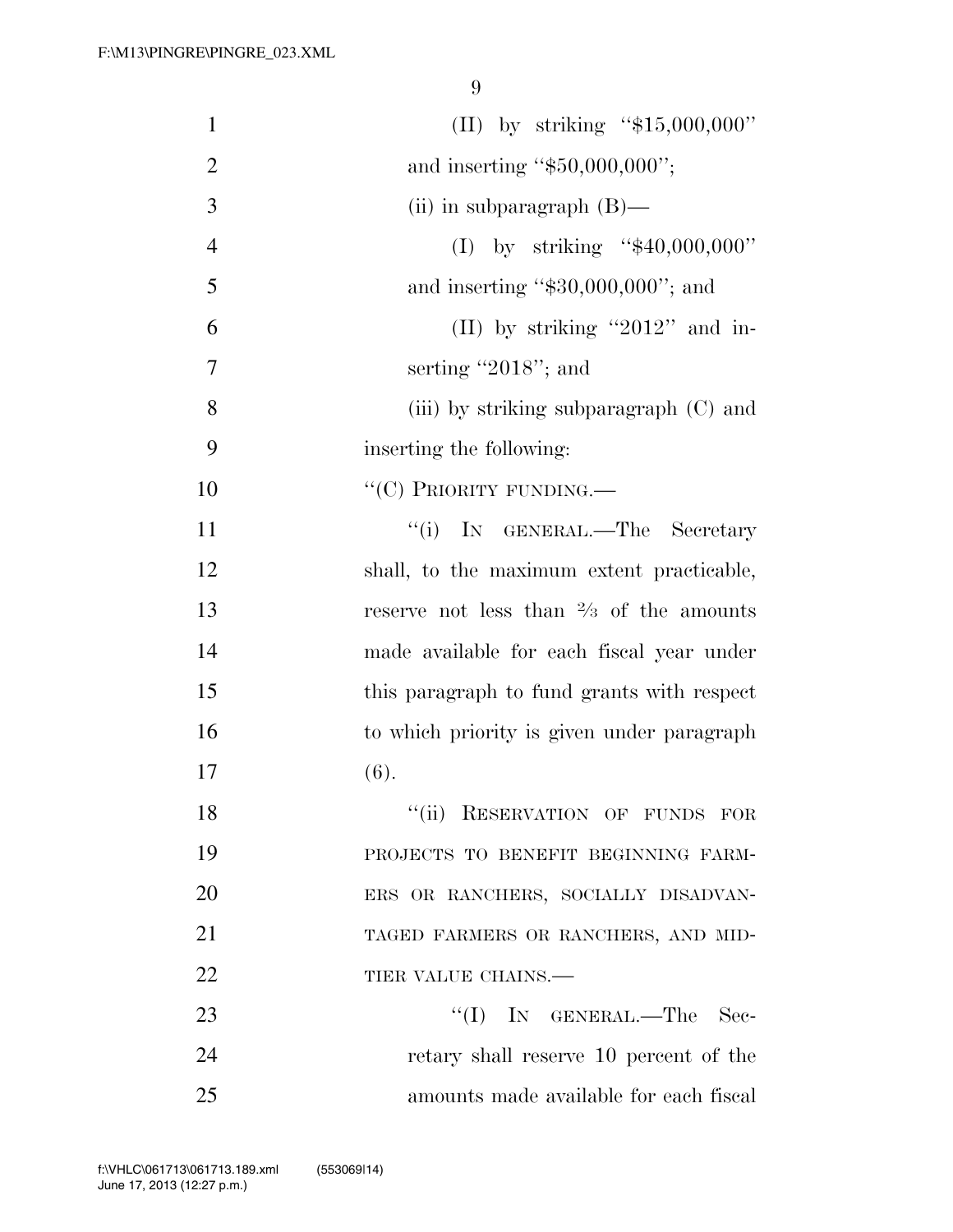(II) by striking "$15,000,000" and inserting "$50,000,000";

(ii) in subparagraph (B)—

(I) by striking "$40,000,000" and inserting "$30,000,000"; and

(II) by striking "2012" and inserting "2018"; and

(iii) by striking subparagraph (C) and inserting the following:

"(C) PRIORITY FUNDING.—

"(i) IN GENERAL.—The Secretary shall, to the maximum extent practicable, reserve not less than ⅔ of the amounts made available for each fiscal year under this paragraph to fund grants with respect to which priority is given under paragraph (6).

"(ii) RESERVATION OF FUNDS FOR PROJECTS TO BENEFIT BEGINNING FARMERS OR RANCHERS, SOCIALLY DISADVANTAGED FARMERS OR RANCHERS, AND MID-TIER VALUE CHAINS.—

"(I) IN GENERAL.—The Secretary shall reserve 10 percent of the amounts made available for each fiscal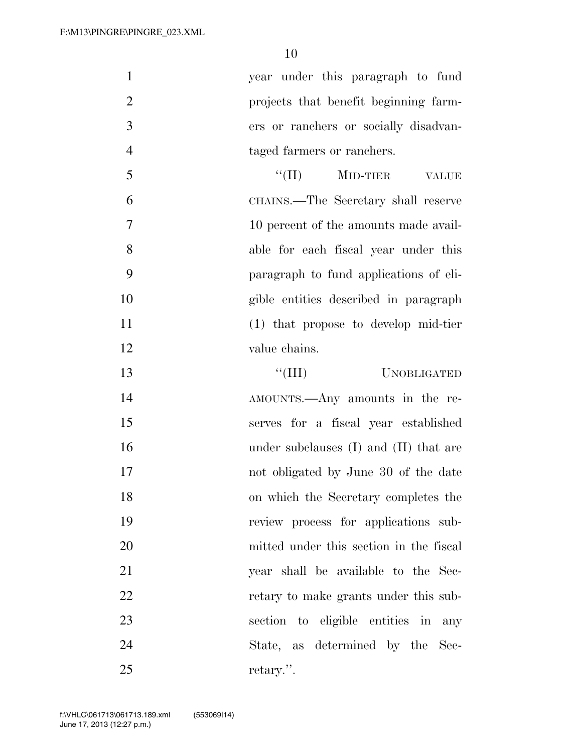year under this paragraph to fund projects that benefit beginning farmers or ranchers or socially disadvantaged farmers or ranchers.

"(II) MID-TIER VALUE CHAINS.—The Secretary shall reserve 10 percent of the amounts made available for each fiscal year under this paragraph to fund applications of eligible entities described in paragraph (1) that propose to develop mid-tier value chains.

"(III) UNOBLIGATED AMOUNTS.—Any amounts in the reserves for a fiscal year established under subclauses (I) and (II) that are not obligated by June 30 of the date on which the Secretary completes the review process for applications submitted under this section in the fiscal year shall be available to the Secretary to make grants under this subsection to eligible entities in any State, as determined by the Secretary.".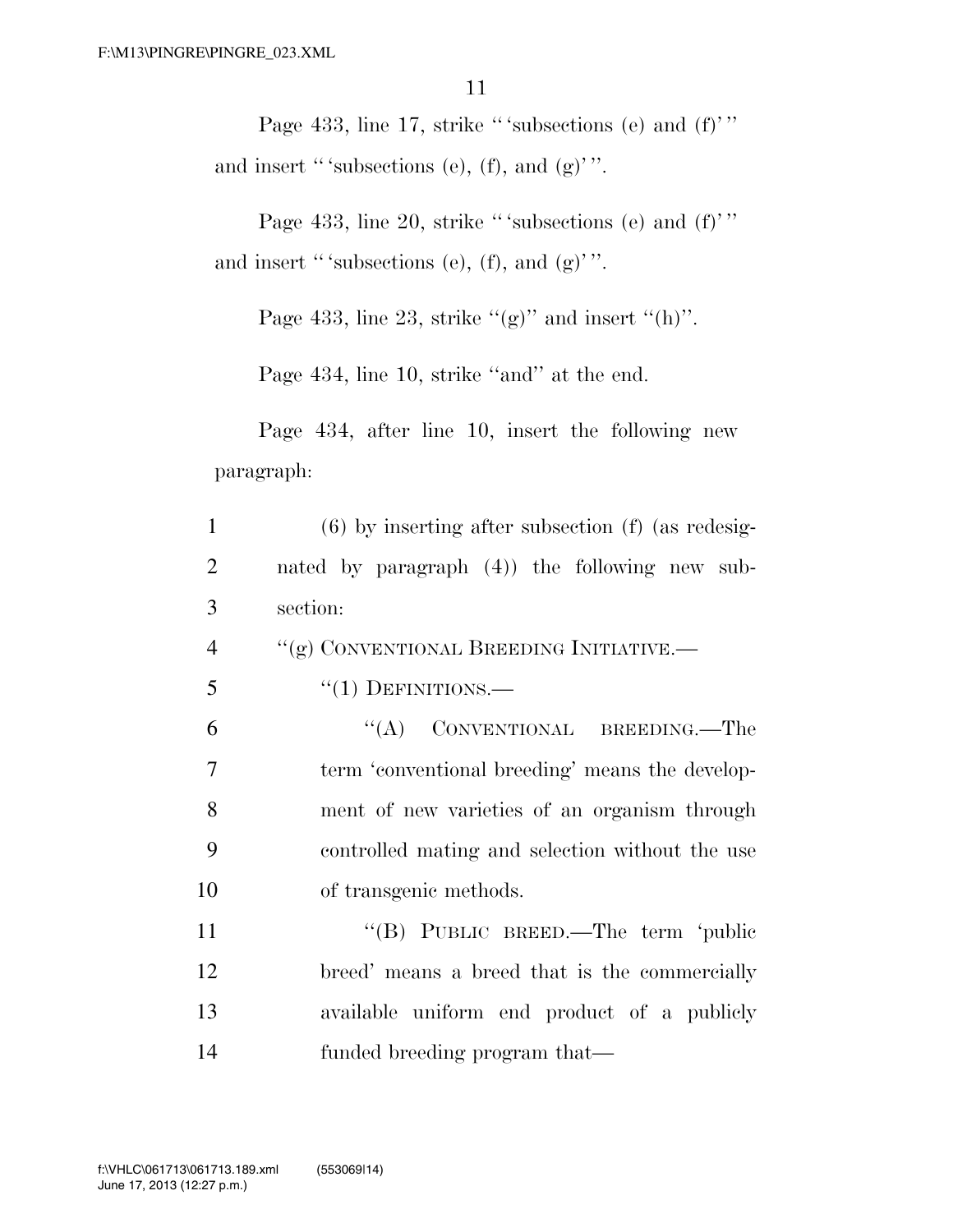Page 433, line 17, strike "'subsections (e) and (f)'" and insert "'subsections (e), (f), and (g)'".

Page 433, line 20, strike "'subsections (e) and (f)'" and insert "'subsections (e), (f), and (g)'".

Page 433, line 23, strike "(g)" and insert "(h)".

Page 434, line 10, strike "and" at the end.

Page 434, after line 10, insert the following new paragraph:

(6) by inserting after subsection (f) (as redesignated by paragraph (4)) the following new subsection:

"(g) CONVENTIONAL BREEDING INITIATIVE.—

"(1) DEFINITIONS.—

"(A) CONVENTIONAL BREEDING.—The term 'conventional breeding' means the development of new varieties of an organism through controlled mating and selection without the use of transgenic methods.

"(B) PUBLIC BREED.—The term 'public breed' means a breed that is the commercially available uniform end product of a publicly funded breeding program that—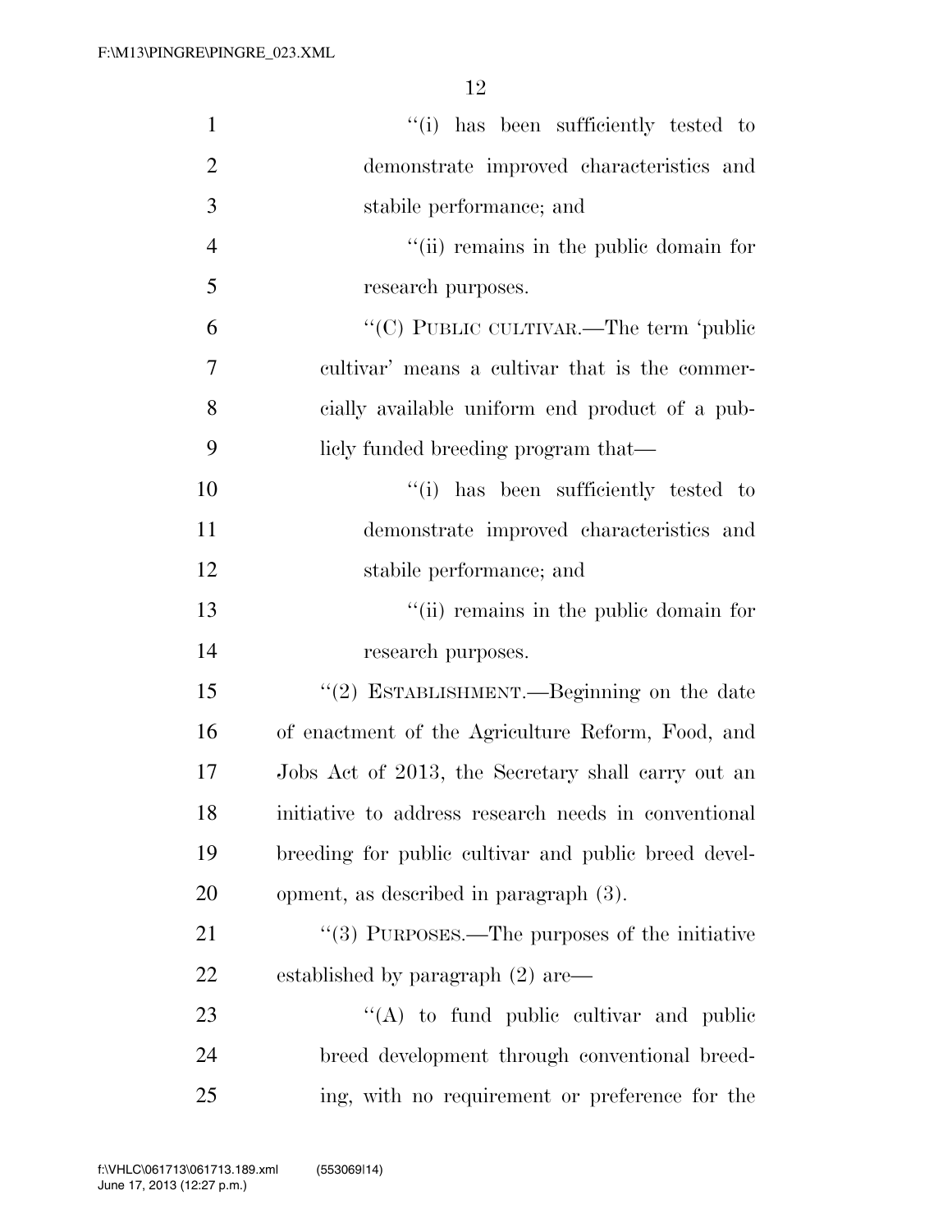''(i) has been sufficiently tested to demonstrate improved characteristics and stabile performance; and

''(ii) remains in the public domain for research purposes.

''(C) PUBLIC CULTIVAR.—The term 'public cultivar' means a cultivar that is the commercially available uniform end product of a publicly funded breeding program that—

''(i) has been sufficiently tested to demonstrate improved characteristics and stabile performance; and

''(ii) remains in the public domain for research purposes.

''(2) ESTABLISHMENT.—Beginning on the date of enactment of the Agriculture Reform, Food, and Jobs Act of 2013, the Secretary shall carry out an initiative to address research needs in conventional breeding for public cultivar and public breed development, as described in paragraph (3).

''(3) PURPOSES.—The purposes of the initiative established by paragraph (2) are—

''(A) to fund public cultivar and public breed development through conventional breeding, with no requirement or preference for the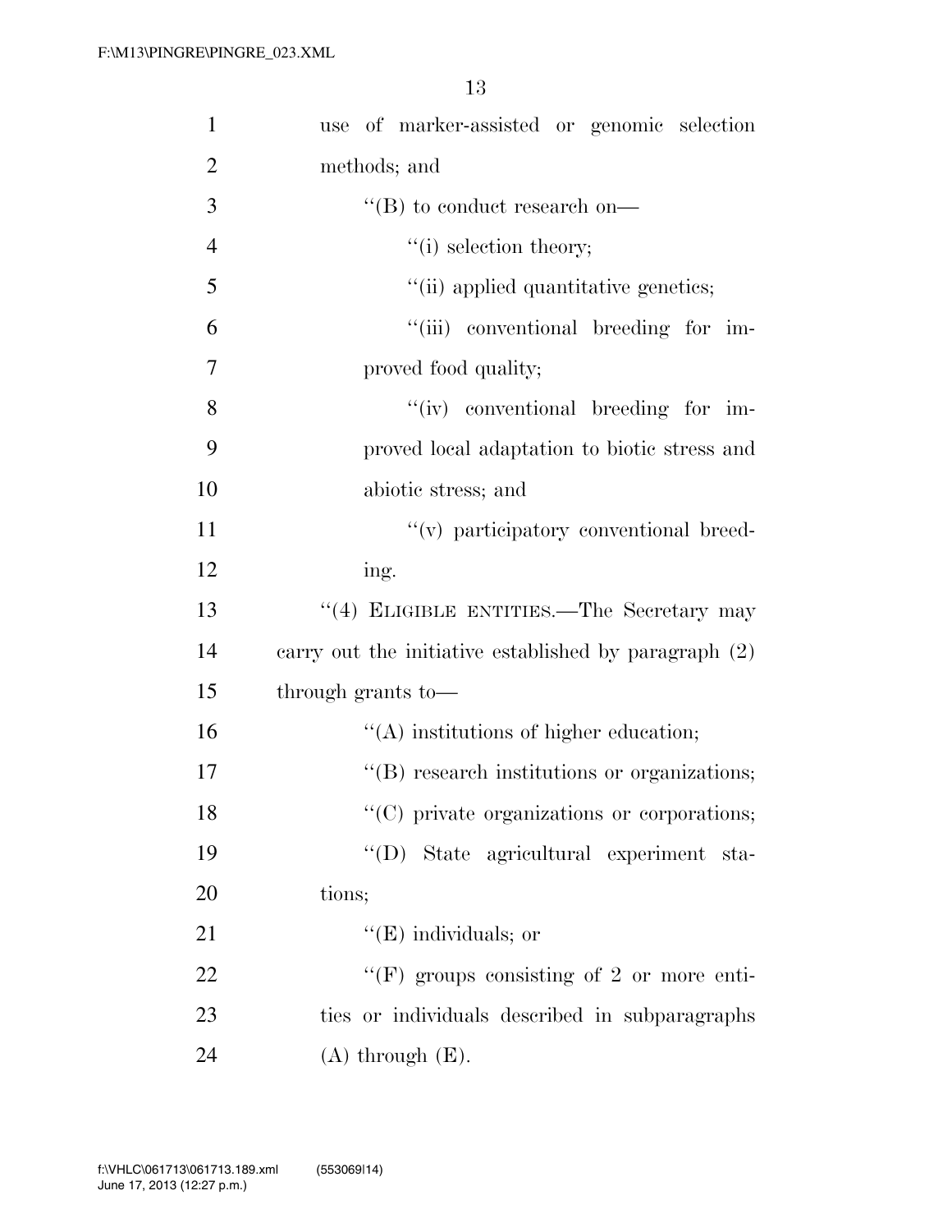use of marker-assisted or genomic selection methods; and

''(B) to conduct research on—

''(i) selection theory;

''(ii) applied quantitative genetics;

''(iii) conventional breeding for improved food quality;

''(iv) conventional breeding for improved local adaptation to biotic stress and abiotic stress; and

''(v) participatory conventional breeding.

''(4) ELIGIBLE ENTITIES.—The Secretary may carry out the initiative established by paragraph (2) through grants to—

''(A) institutions of higher education;

''(B) research institutions or organizations;

''(C) private organizations or corporations;

''(D) State agricultural experiment stations;

''(E) individuals; or

''(F) groups consisting of 2 or more entities or individuals described in subparagraphs (A) through (E).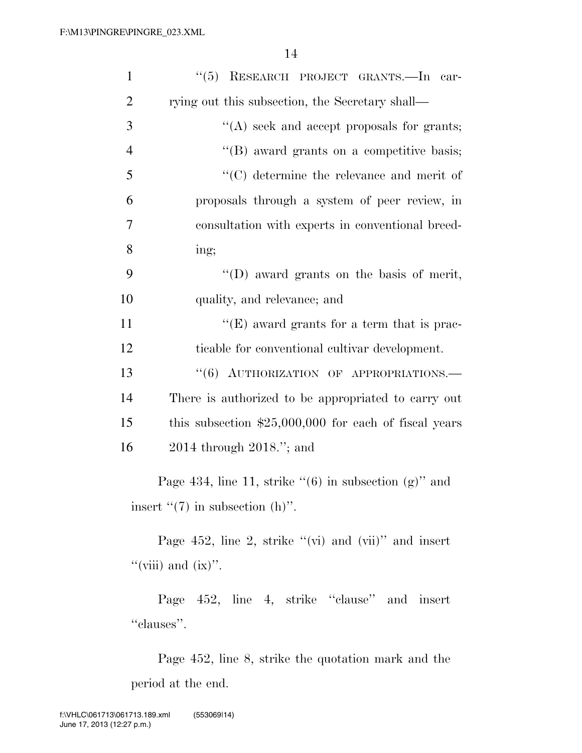''(5) RESEARCH PROJECT GRANTS.—In carrying out this subsection, the Secretary shall—

''(A) seek and accept proposals for grants;

''(B) award grants on a competitive basis;

''(C) determine the relevance and merit of proposals through a system of peer review, in consultation with experts in conventional breeding;

''(D) award grants on the basis of merit, quality, and relevance; and

''(E) award grants for a term that is practicable for conventional cultivar development.

''(6) AUTHORIZATION OF APPROPRIATIONS.— There is authorized to be appropriated to carry out this subsection $25,000,000 for each of fiscal years 2014 through 2018.''; and

Page 434, line 11, strike ''(6) in subsection (g)'' and insert ''(7) in subsection (h)''.

Page 452, line 2, strike ''(vi) and (vii)'' and insert ''(viii) and (ix)''.

Page 452, line 4, strike ''clause'' and insert ''clauses''.

Page 452, line 8, strike the quotation mark and the period at the end.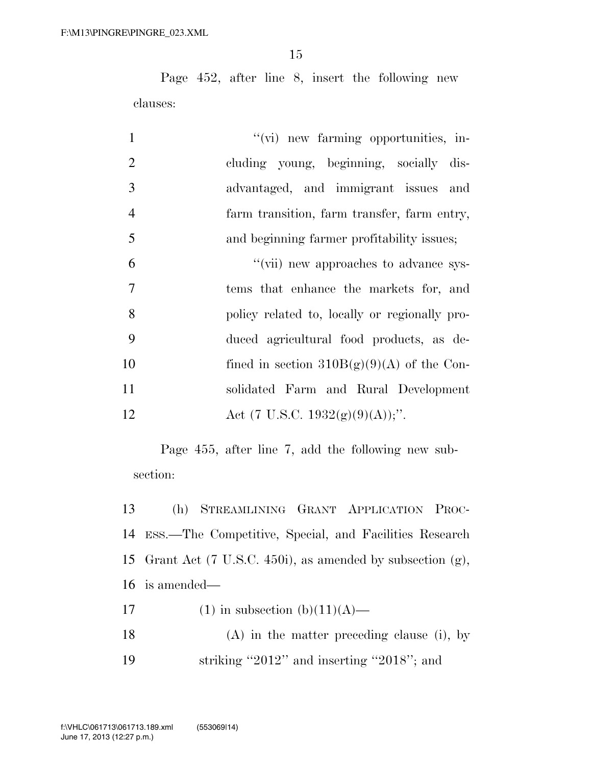Page 452, after line 8, insert the following new clauses:

"(vi) new farming opportunities, including young, beginning, socially disadvantaged, and immigrant issues and farm transition, farm transfer, farm entry, and beginning farmer profitability issues;

"(vii) new approaches to advance systems that enhance the markets for, and policy related to, locally or regionally produced agricultural food products, as defined in section 310B(g)(9)(A) of the Consolidated Farm and Rural Development Act (7 U.S.C. 1932(g)(9)(A));".

Page 455, after line 7, add the following new subsection:

(h) STREAMLINING GRANT APPLICATION PROCESS.—The Competitive, Special, and Facilities Research Grant Act (7 U.S.C. 450i), as amended by subsection (g), is amended—

(1) in subsection (b)(11)(A)—

(A) in the matter preceding clause (i), by striking "2012" and inserting "2018"; and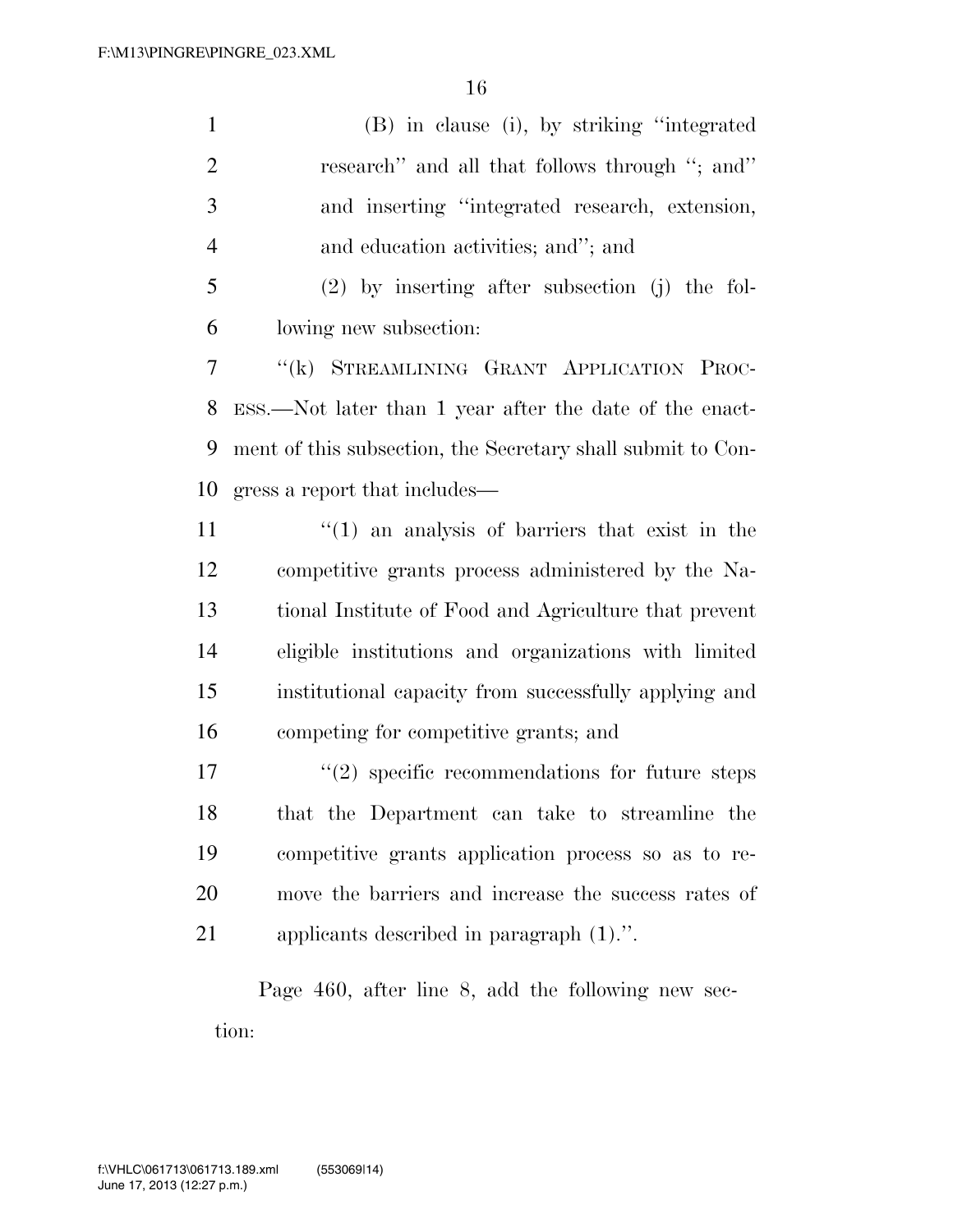(B) in clause (i), by striking "integrated research" and all that follows through "; and" and inserting "integrated research, extension, and education activities; and"; and

(2) by inserting after subsection (j) the following new subsection:

"(k) STREAMLINING GRANT APPLICATION PROCESS.—Not later than 1 year after the date of the enactment of this subsection, the Secretary shall submit to Congress a report that includes—

"(1) an analysis of barriers that exist in the competitive grants process administered by the National Institute of Food and Agriculture that prevent eligible institutions and organizations with limited institutional capacity from successfully applying and competing for competitive grants; and

"(2) specific recommendations for future steps that the Department can take to streamline the competitive grants application process so as to remove the barriers and increase the success rates of applicants described in paragraph (1).".

Page 460, after line 8, add the following new section: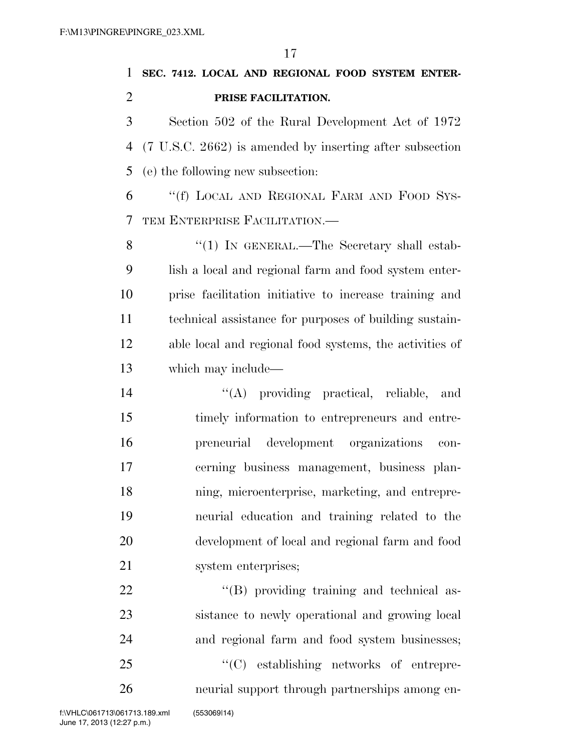**SEC. 7412. LOCAL AND REGIONAL FOOD SYSTEM ENTERPRISE FACILITATION.**

Section 502 of the Rural Development Act of 1972 (7 U.S.C. 2662) is amended by inserting after subsection (e) the following new subsection:

"(f) LOCAL AND REGIONAL FARM AND FOOD SYSTEM ENTERPRISE FACILITATION.—

"(1) IN GENERAL.—The Secretary shall establish a local and regional farm and food system enterprise facilitation initiative to increase training and technical assistance for purposes of building sustainable local and regional food systems, the activities of which may include—

"(A) providing practical, reliable, and timely information to entrepreneurs and entrepreneurial development organizations concerning business management, business planning, microenterprise, marketing, and entrepreneurial education and training related to the development of local and regional farm and food system enterprises;

"(B) providing training and technical assistance to newly operational and growing local and regional farm and food system businesses;

"(C) establishing networks of entrepreneurial support through partnerships among en-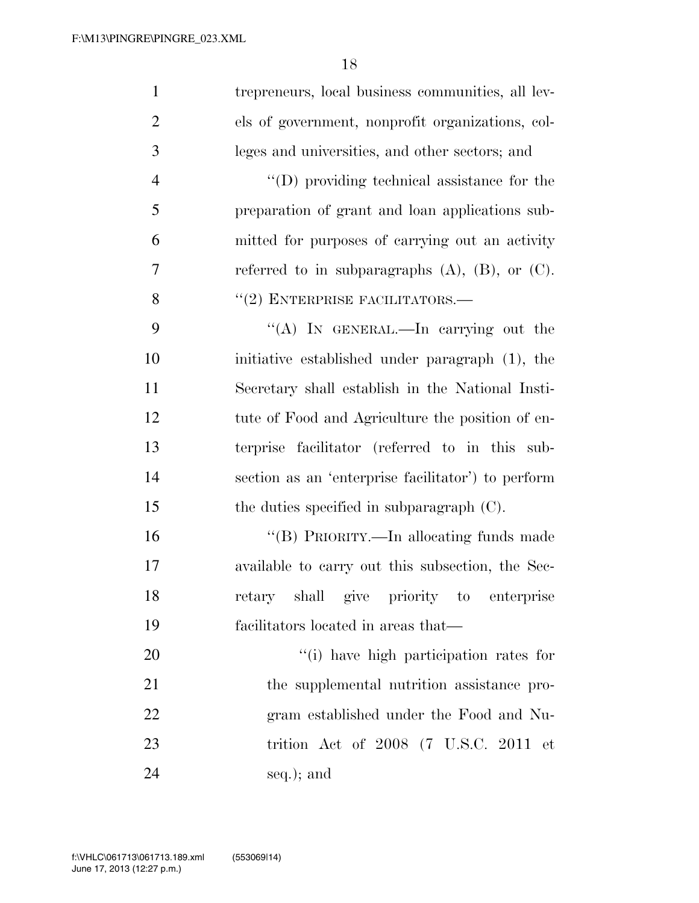trepreneurs, local business communities, all levels of government, nonprofit organizations, colleges and universities, and other sectors; and

"(D) providing technical assistance for the preparation of grant and loan applications submitted for purposes of carrying out an activity referred to in subparagraphs (A), (B), or (C).

"(2) ENTERPRISE FACILITATORS.—

"(A) IN GENERAL.—In carrying out the initiative established under paragraph (1), the Secretary shall establish in the National Institute of Food and Agriculture the position of enterprise facilitator (referred to in this subsection as an 'enterprise facilitator') to perform the duties specified in subparagraph (C).

"(B) PRIORITY.—In allocating funds made available to carry out this subsection, the Secretary shall give priority to enterprise facilitators located in areas that—

"(i) have high participation rates for the supplemental nutrition assistance program established under the Food and Nutrition Act of 2008 (7 U.S.C. 2011 et seq.); and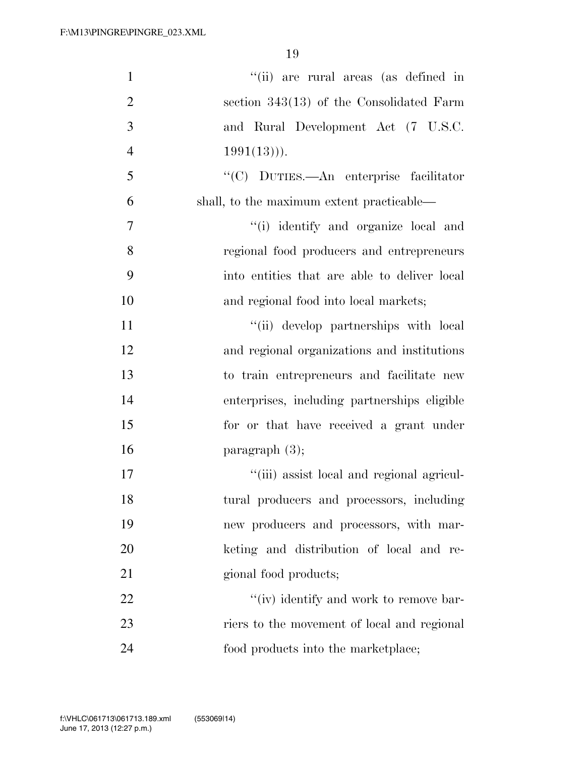"(ii) are rural areas (as defined in section 343(13) of the Consolidated Farm and Rural Development Act (7 U.S.C. 1991(13))).

"(C) DUTIES.—An enterprise facilitator shall, to the maximum extent practicable—

"(i) identify and organize local and regional food producers and entrepreneurs into entities that are able to deliver local and regional food into local markets;

"(ii) develop partnerships with local and regional organizations and institutions to train entrepreneurs and facilitate new enterprises, including partnerships eligible for or that have received a grant under paragraph (3);

"(iii) assist local and regional agricultural producers and processors, including new producers and processors, with marketing and distribution of local and regional food products;

"(iv) identify and work to remove barriers to the movement of local and regional food products into the marketplace;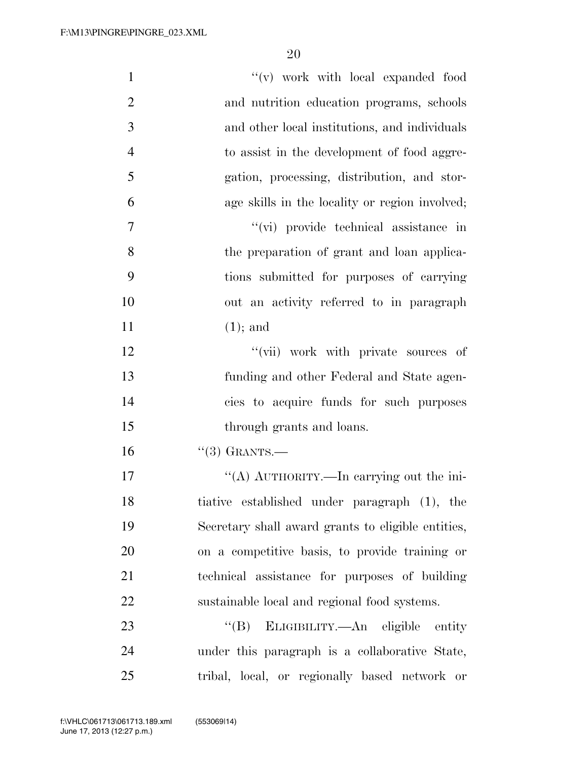''(v) work with local expanded food and nutrition education programs, schools and other local institutions, and individuals to assist in the development of food aggregation, processing, distribution, and storage skills in the locality or region involved;

''(vi) provide technical assistance in the preparation of grant and loan applications submitted for purposes of carrying out an activity referred to in paragraph (1); and

''(vii) work with private sources of funding and other Federal and State agencies to acquire funds for such purposes through grants and loans.

''(3) GRANTS.—

''(A) AUTHORITY.—In carrying out the initiative established under paragraph (1), the Secretary shall award grants to eligible entities, on a competitive basis, to provide training or technical assistance for purposes of building sustainable local and regional food systems.

''(B) ELIGIBILITY.—An eligible entity under this paragraph is a collaborative State, tribal, local, or regionally based network or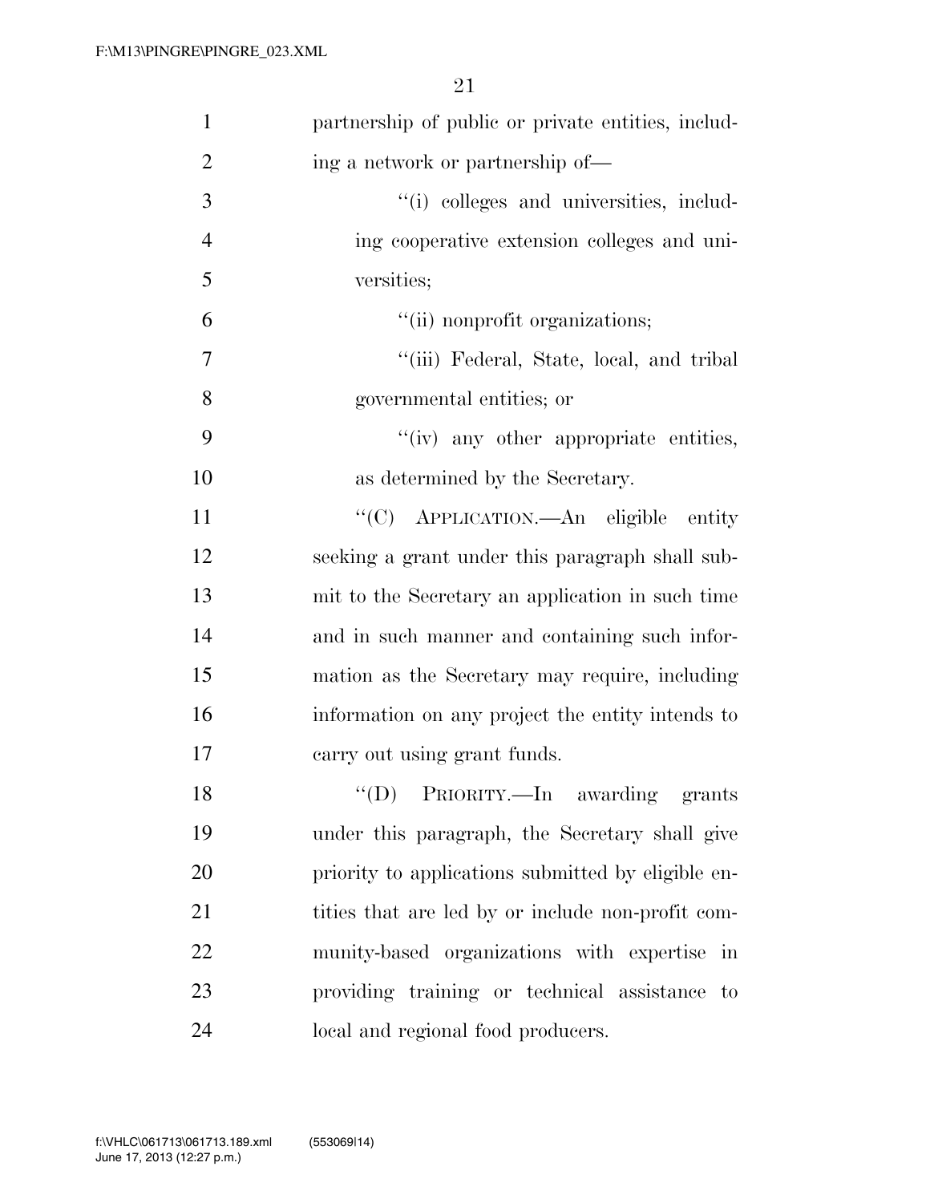partnership of public or private entities, including a network or partnership of—

"(i) colleges and universities, including cooperative extension colleges and universities;

"(ii) nonprofit organizations;

"(iii) Federal, State, local, and tribal governmental entities; or

"(iv) any other appropriate entities, as determined by the Secretary.

"(C) APPLICATION.—An eligible entity seeking a grant under this paragraph shall submit to the Secretary an application in such time and in such manner and containing such information as the Secretary may require, including information on any project the entity intends to carry out using grant funds.

"(D) PRIORITY.—In awarding grants under this paragraph, the Secretary shall give priority to applications submitted by eligible entities that are led by or include non-profit community-based organizations with expertise in providing training or technical assistance to local and regional food producers.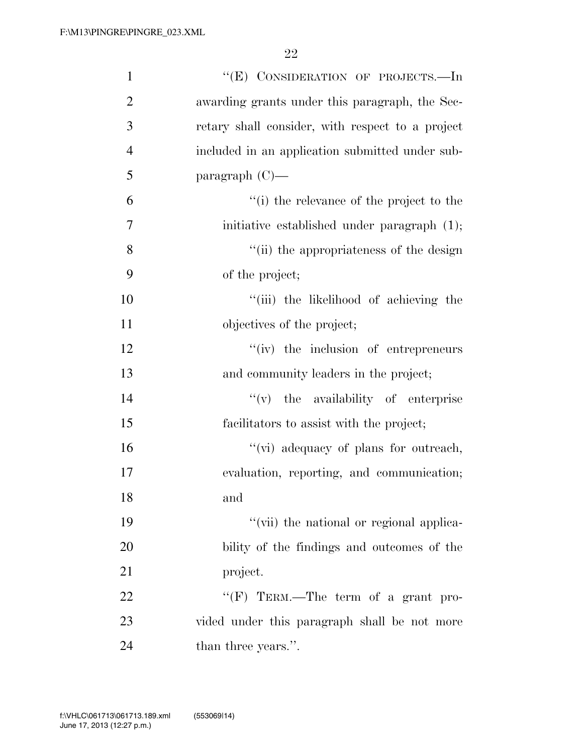"(E) CONSIDERATION OF PROJECTS.—In awarding grants under this paragraph, the Secretary shall consider, with respect to a project included in an application submitted under subparagraph (C)—

"(i) the relevance of the project to the initiative established under paragraph (1);

"(ii) the appropriateness of the design of the project;

"(iii) the likelihood of achieving the objectives of the project;

"(iv) the inclusion of entrepreneurs and community leaders in the project;

"(v) the availability of enterprise facilitators to assist with the project;

"(vi) adequacy of plans for outreach, evaluation, reporting, and communication; and

"(vii) the national or regional applicability of the findings and outcomes of the project.

"(F) TERM.—The term of a grant provided under this paragraph shall be not more than three years.".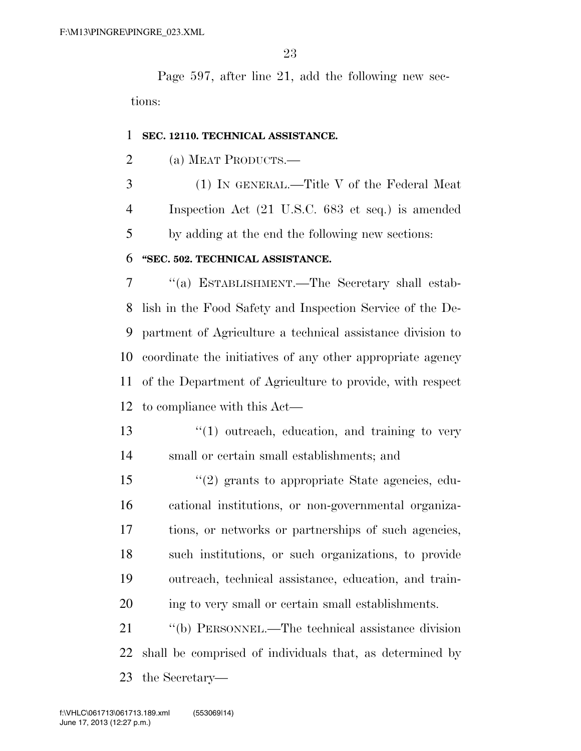Page 597, after line 21, add the following new sections:

**SEC. 12110. TECHNICAL ASSISTANCE.**

(a) MEAT PRODUCTS.—

(1) IN GENERAL.—Title V of the Federal Meat Inspection Act (21 U.S.C. 683 et seq.) is amended by adding at the end the following new sections:

**"SEC. 502. TECHNICAL ASSISTANCE.**

"(a) ESTABLISHMENT.—The Secretary shall establish in the Food Safety and Inspection Service of the Department of Agriculture a technical assistance division to coordinate the initiatives of any other appropriate agency of the Department of Agriculture to provide, with respect to compliance with this Act—

"(1) outreach, education, and training to very small or certain small establishments; and

"(2) grants to appropriate State agencies, educational institutions, or non-governmental organizations, or networks or partnerships of such agencies, such institutions, or such organizations, to provide outreach, technical assistance, education, and training to very small or certain small establishments.

"(b) PERSONNEL.—The technical assistance division shall be comprised of individuals that, as determined by the Secretary—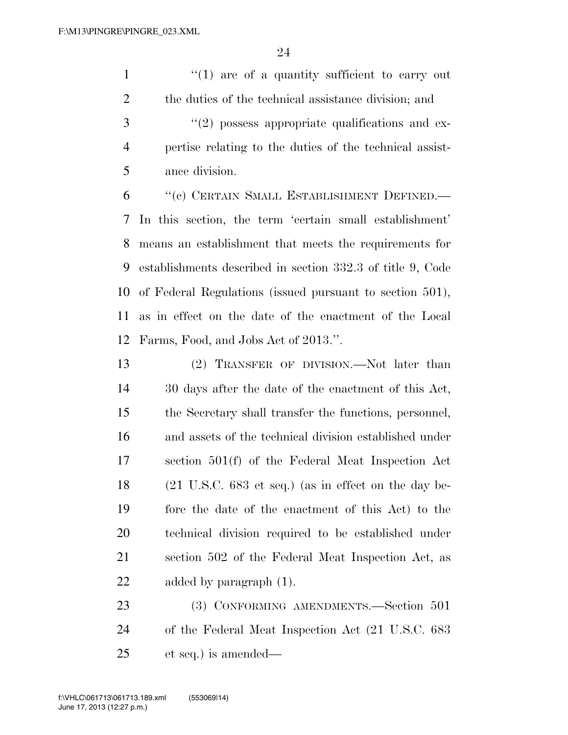"(1) are of a quantity sufficient to carry out the duties of the technical assistance division; and

"(2) possess appropriate qualifications and expertise relating to the duties of the technical assistance division.

"(c) CERTAIN SMALL ESTABLISHMENT DEFINED.—In this section, the term 'certain small establishment' means an establishment that meets the requirements for establishments described in section 332.3 of title 9, Code of Federal Regulations (issued pursuant to section 501), as in effect on the date of the enactment of the Local Farms, Food, and Jobs Act of 2013.".

(2) TRANSFER OF DIVISION.—Not later than 30 days after the date of the enactment of this Act, the Secretary shall transfer the functions, personnel, and assets of the technical division established under section 501(f) of the Federal Meat Inspection Act (21 U.S.C. 683 et seq.) (as in effect on the day before the date of the enactment of this Act) to the technical division required to be established under section 502 of the Federal Meat Inspection Act, as added by paragraph (1).

(3) CONFORMING AMENDMENTS.—Section 501 of the Federal Meat Inspection Act (21 U.S.C. 683 et seq.) is amended—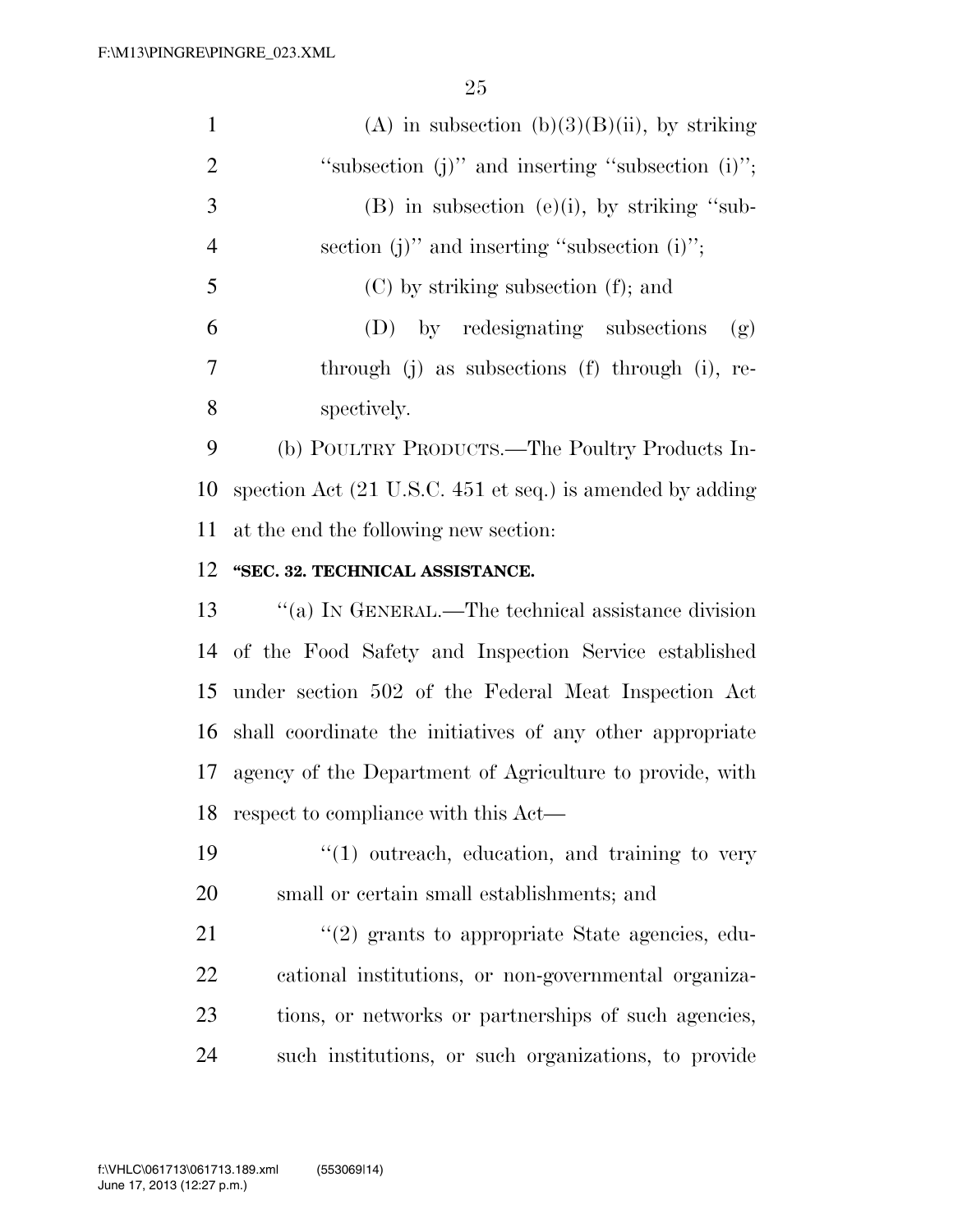(A) in subsection (b)(3)(B)(ii), by striking ''subsection (j)'' and inserting ''subsection (i)'';

(B) in subsection (e)(i), by striking ''subsection (j)'' and inserting ''subsection (i)'';

(C) by striking subsection (f); and

(D) by redesignating subsections (g) through (j) as subsections (f) through (i), respectively.

(b) POULTRY PRODUCTS.—The Poultry Products Inspection Act (21 U.S.C. 451 et seq.) is amended by adding at the end the following new section:

**''SEC. 32. TECHNICAL ASSISTANCE.**

''(a) IN GENERAL.—The technical assistance division of the Food Safety and Inspection Service established under section 502 of the Federal Meat Inspection Act shall coordinate the initiatives of any other appropriate agency of the Department of Agriculture to provide, with respect to compliance with this Act—

''(1) outreach, education, and training to very small or certain small establishments; and

''(2) grants to appropriate State agencies, educational institutions, or non-governmental organizations, or networks or partnerships of such agencies, such institutions, or such organizations, to provide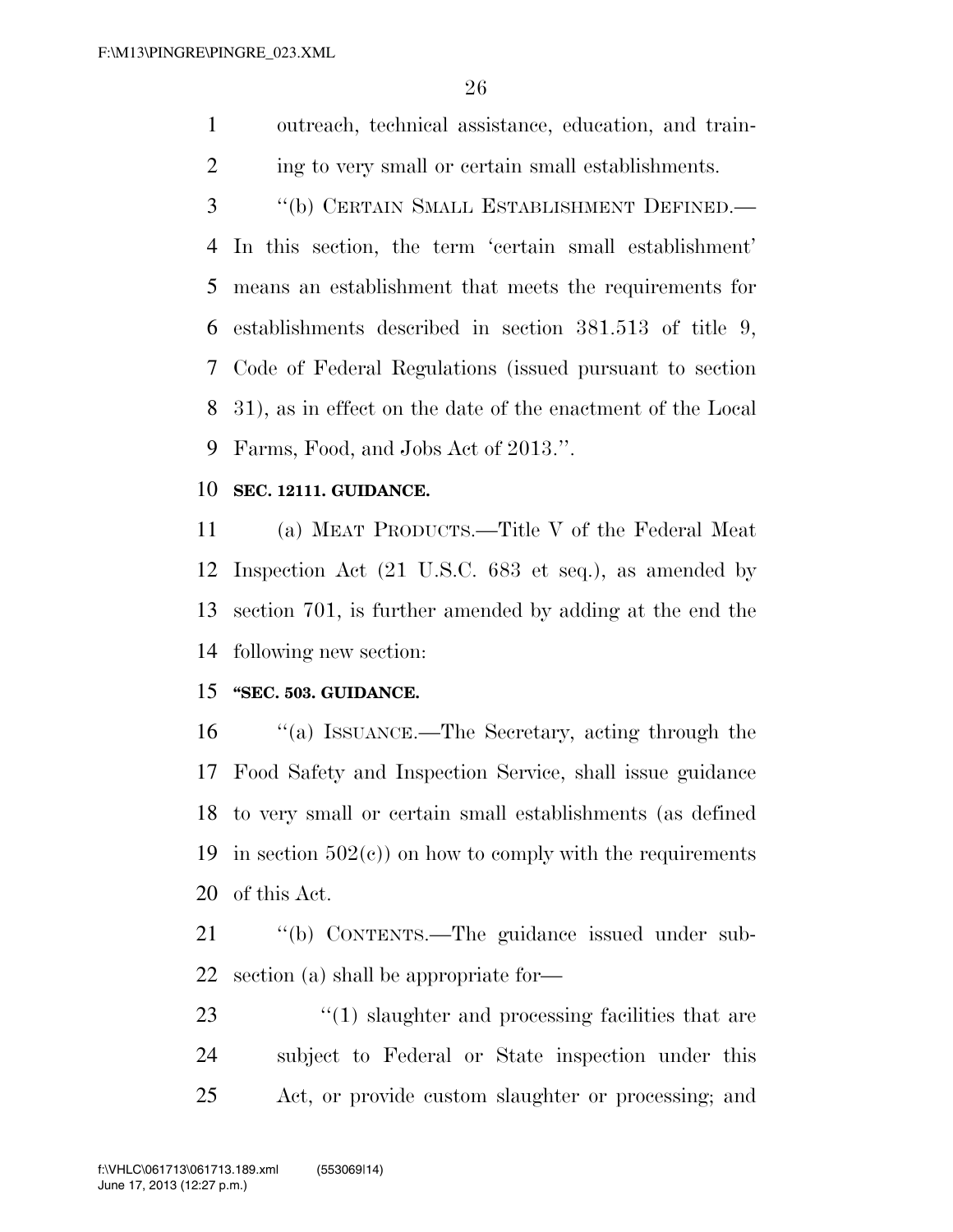outreach, technical assistance, education, and training to very small or certain small establishments.

"(b) CERTAIN SMALL ESTABLISHMENT DEFINED.—In this section, the term 'certain small establishment' means an establishment that meets the requirements for establishments described in section 381.513 of title 9, Code of Federal Regulations (issued pursuant to section 31), as in effect on the date of the enactment of the Local Farms, Food, and Jobs Act of 2013.".

**SEC. 12111. GUIDANCE.**

(a) MEAT PRODUCTS.—Title V of the Federal Meat Inspection Act (21 U.S.C. 683 et seq.), as amended by section 701, is further amended by adding at the end the following new section:

**"SEC. 503. GUIDANCE.**

"(a) ISSUANCE.—The Secretary, acting through the Food Safety and Inspection Service, shall issue guidance to very small or certain small establishments (as defined in section 502(c)) on how to comply with the requirements of this Act.

"(b) CONTENTS.—The guidance issued under subsection (a) shall be appropriate for—

"(1) slaughter and processing facilities that are subject to Federal or State inspection under this Act, or provide custom slaughter or processing; and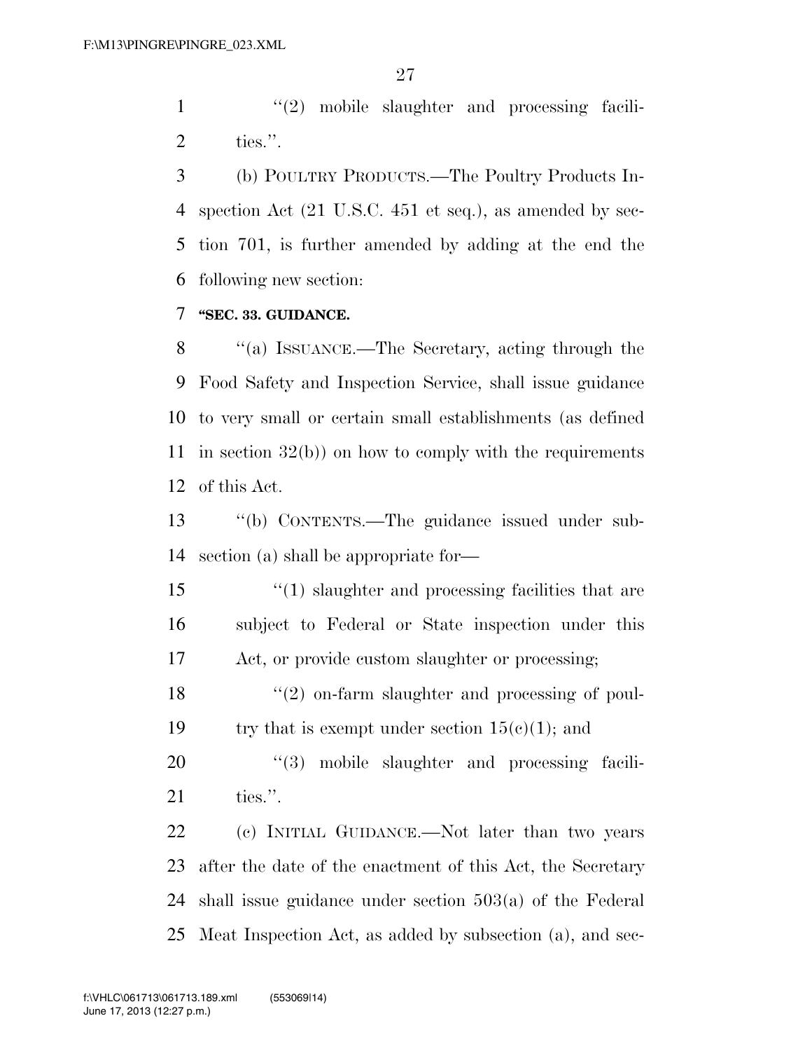"(2) mobile slaughter and processing facilities.".

(b) POULTRY PRODUCTS.—The Poultry Products Inspection Act (21 U.S.C. 451 et seq.), as amended by section 701, is further amended by adding at the end the following new section:

**"SEC. 33. GUIDANCE.**

"(a) ISSUANCE.—The Secretary, acting through the Food Safety and Inspection Service, shall issue guidance to very small or certain small establishments (as defined in section 32(b)) on how to comply with the requirements of this Act.

"(b) CONTENTS.—The guidance issued under subsection (a) shall be appropriate for—

"(1) slaughter and processing facilities that are subject to Federal or State inspection under this Act, or provide custom slaughter or processing;

"(2) on-farm slaughter and processing of poultry that is exempt under section 15(c)(1); and

"(3) mobile slaughter and processing facilities.".

(c) INITIAL GUIDANCE.—Not later than two years after the date of the enactment of this Act, the Secretary shall issue guidance under section 503(a) of the Federal Meat Inspection Act, as added by subsection (a), and sec-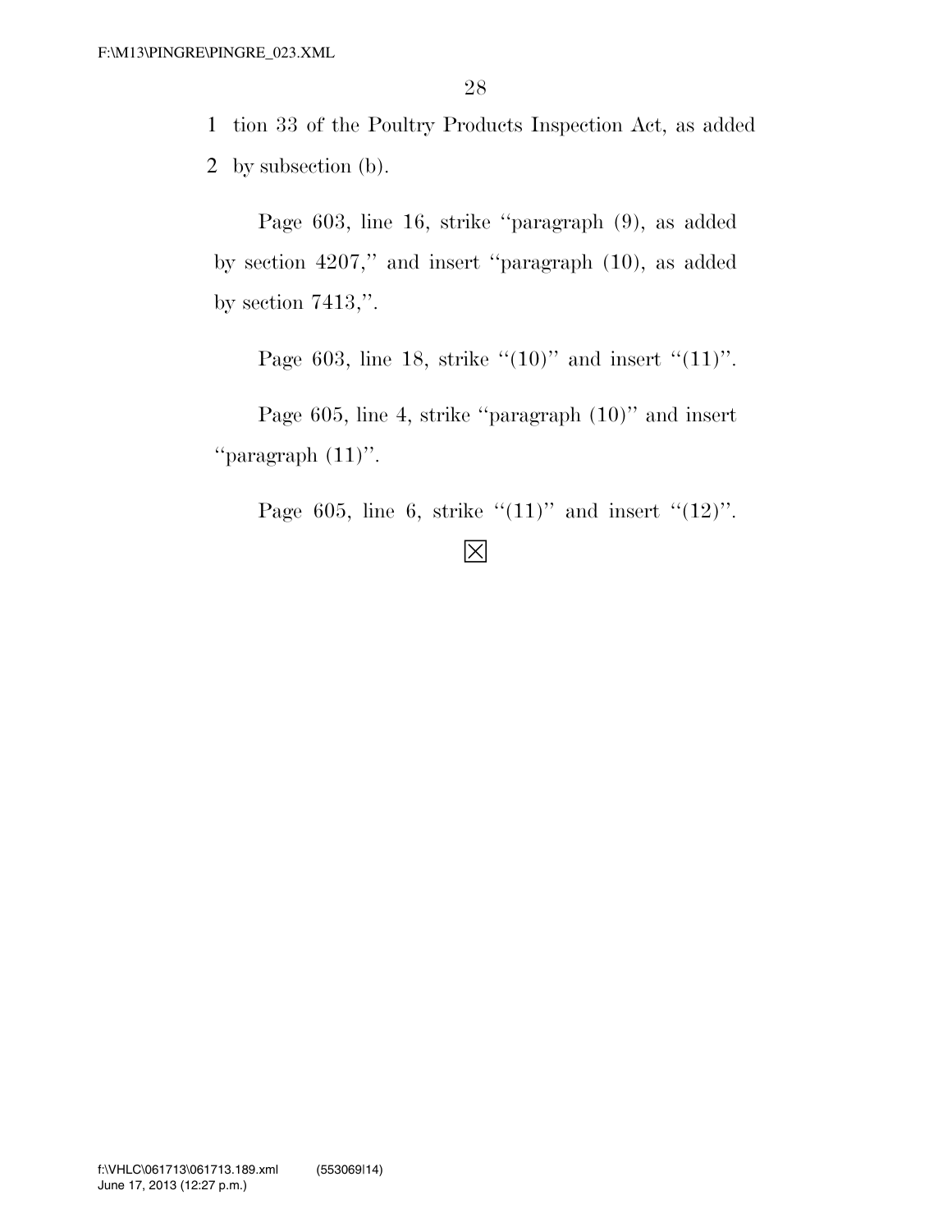1 tion 33 of the Poultry Products Inspection Act, as added
2 by subsection (b).

Page 603, line 16, strike ''paragraph (9), as added by section 4207,'' and insert ''paragraph (10), as added by section 7413,''.

Page 603, line 18, strike ''(10)'' and insert ''(11)''.

Page 605, line 4, strike ''paragraph (10)'' and insert ''paragraph (11)''.

Page 605, line 6, strike ''(11)'' and insert ''(12)''.

☒